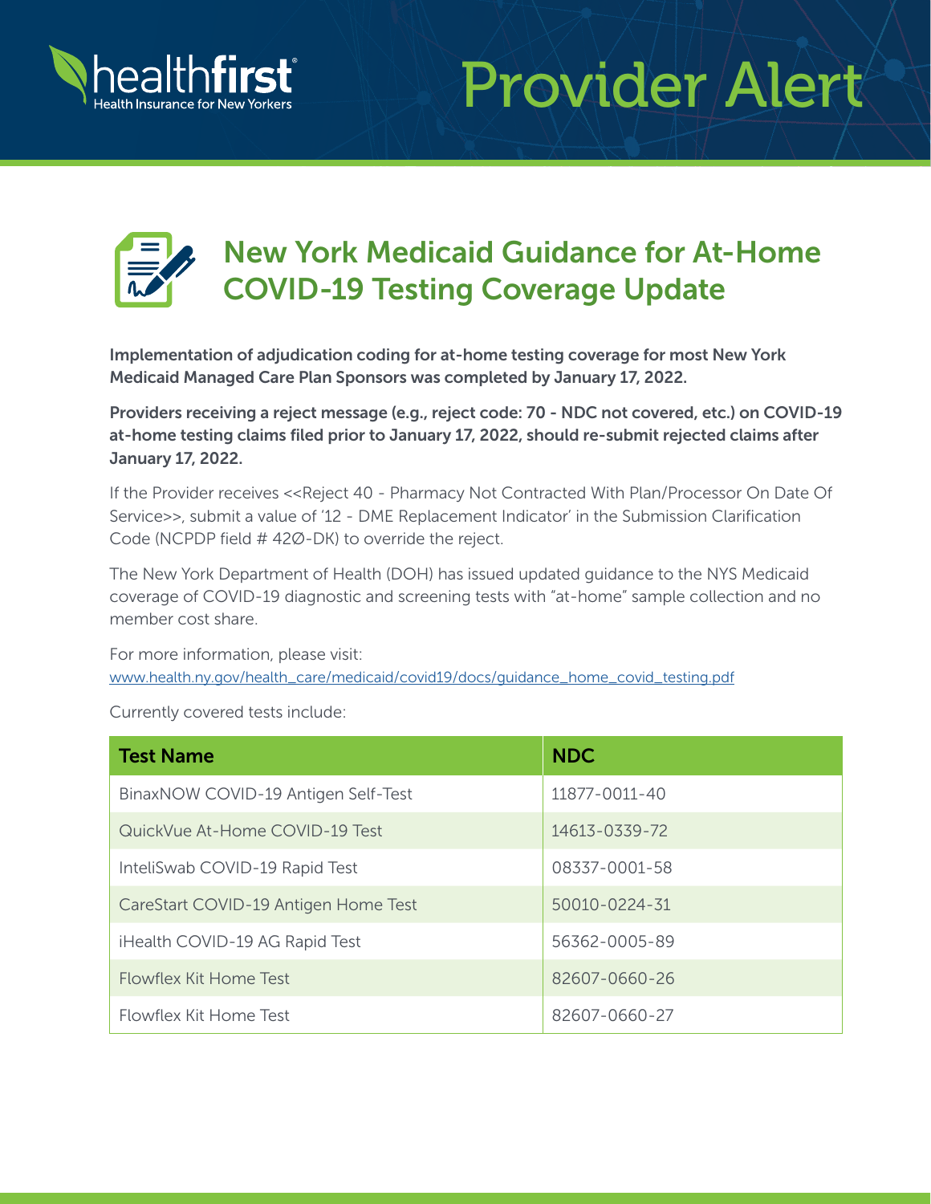healthfirst
Health Insurance for New Yorkers

# Provider Alert

## New York Medicaid Guidance for At-Home COVID-19 Testing Coverage Update

**Implementation of adjudication coding for at-home testing coverage for most New York Medicaid Managed Care Plan Sponsors was completed by January 17, 2022.**

**Providers receiving a reject message (e.g., reject code: 70 - NDC not covered, etc.) on COVID-19 at-home testing claims filed prior to January 17, 2022, should re-submit rejected claims after January 17, 2022.**

If the Provider receives <<Reject 40 - Pharmacy Not Contracted With Plan/Processor On Date Of Service>>, submit a value of '12 - DME Replacement Indicator' in the Submission Clarification Code (NCPDP field # 42Ø-DK) to override the reject.

The New York Department of Health (DOH) has issued updated guidance to the NYS Medicaid coverage of COVID-19 diagnostic and screening tests with "at-home" sample collection and no member cost share.

For more information, please visit:
www.health.ny.gov/health_care/medicaid/covid19/docs/guidance_home_covid_testing.pdf

Currently covered tests include:

| Test Name | NDC |
|---|---|
| BinaxNOW COVID-19 Antigen Self-Test | 11877-0011-40 |
| QuickVue At-Home COVID-19 Test | 14613-0339-72 |
| InteliSwab COVID-19 Rapid Test | 08337-0001-58 |
| CareStart COVID-19 Antigen Home Test | 50010-0224-31 |
| iHealth COVID-19 AG Rapid Test | 56362-0005-89 |
| Flowflex Kit Home Test | 82607-0660-26 |
| Flowflex Kit Home Test | 82607-0660-27 |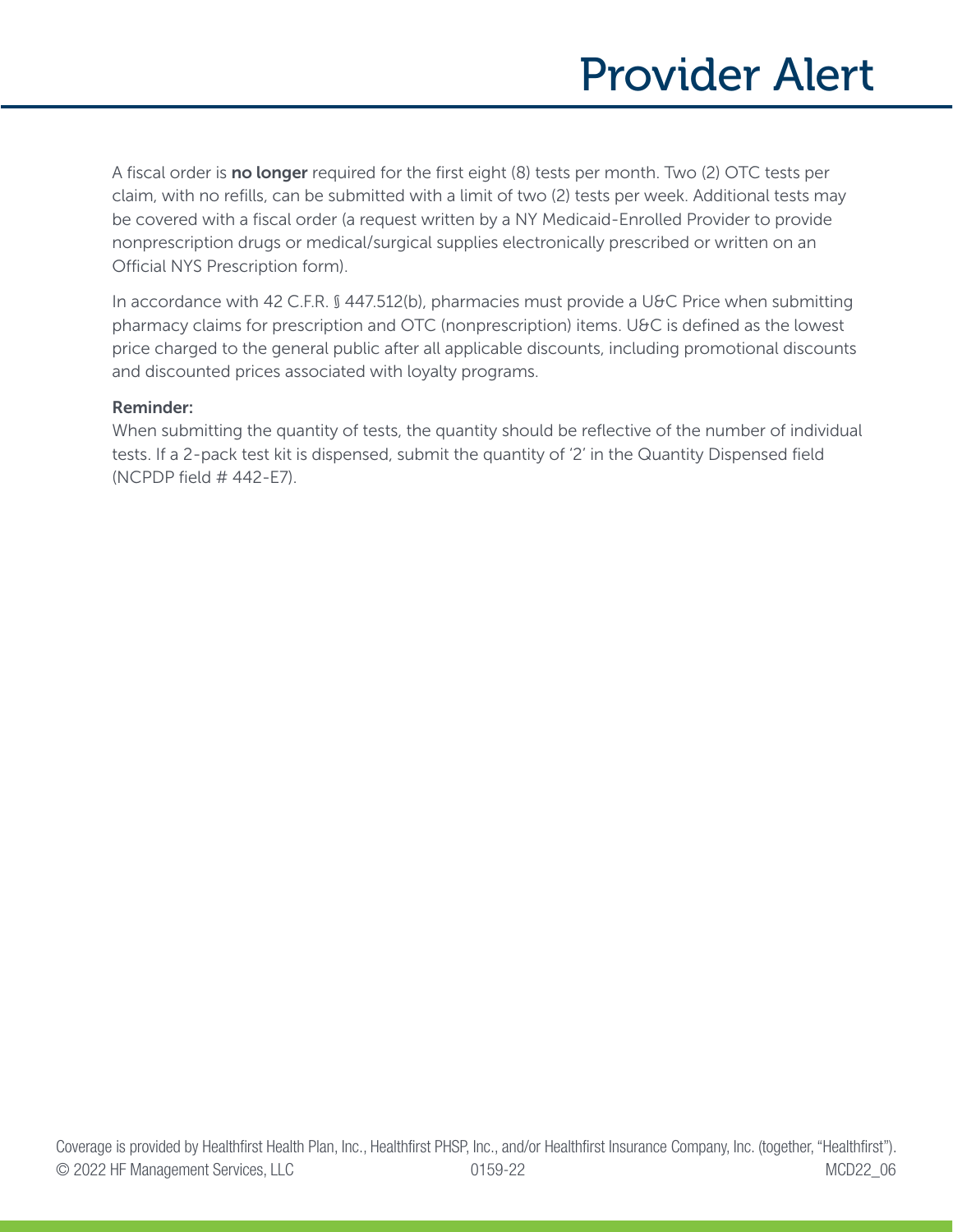A fiscal order is **no longer** required for the first eight (8) tests per month. Two (2) OTC tests per claim, with no refills, can be submitted with a limit of two (2) tests per week. Additional tests may be covered with a fiscal order (a request written by a NY Medicaid-Enrolled Provider to provide nonprescription drugs or medical/surgical supplies electronically prescribed or written on an Official NYS Prescription form).

In accordance with 42 C.F.R. § 447.512(b), pharmacies must provide a U&C Price when submitting pharmacy claims for prescription and OTC (nonprescription) items. U&C is defined as the lowest price charged to the general public after all applicable discounts, including promotional discounts and discounted prices associated with loyalty programs.

**Reminder:**

When submitting the quantity of tests, the quantity should be reflective of the number of individual tests. If a 2-pack test kit is dispensed, submit the quantity of '2' in the Quantity Dispensed field (NCPDP field # 442-E7).